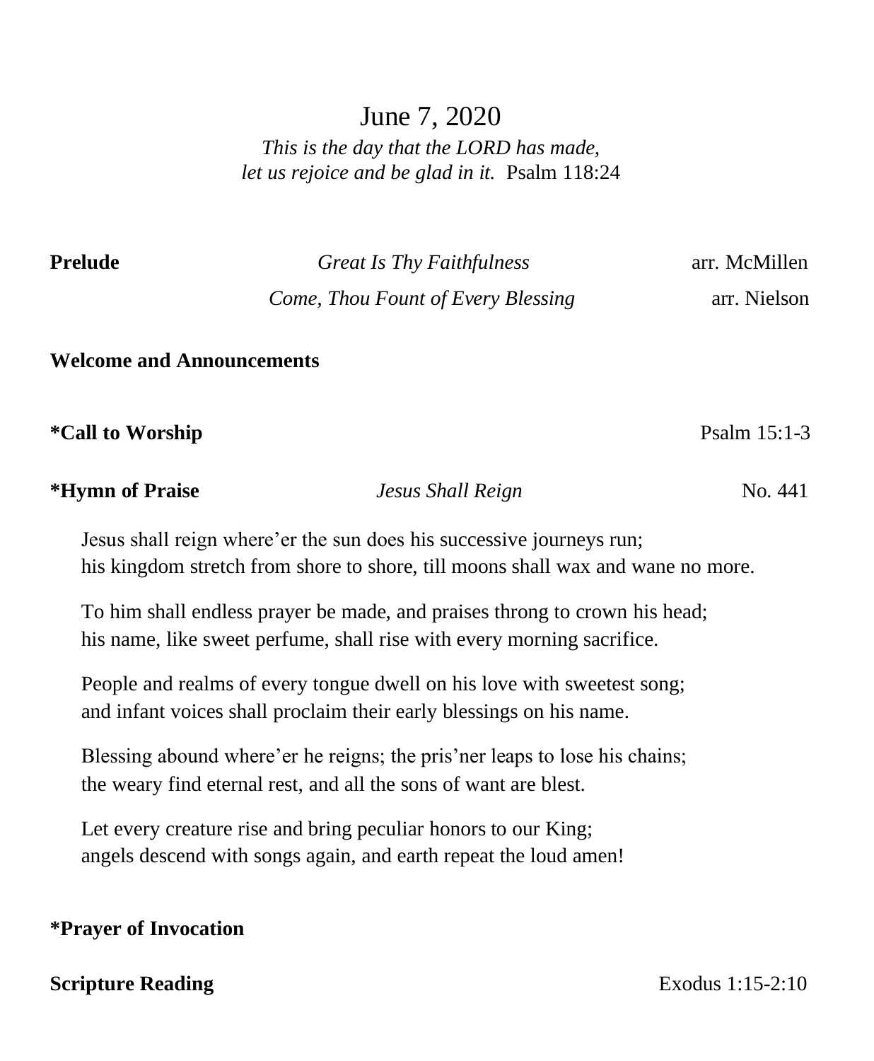# June 7, 2020

*This is the day that the LORD has made,*
*let us rejoice and be glad in it.* Psalm 118:24

**Prelude** *Great Is Thy Faithfulness* arr. McMillen
*Come, Thou Fount of Every Blessing* arr. Nielson

**Welcome and Announcements**

**\*Call to Worship** Psalm 15:1-3

**\*Hymn of Praise** *Jesus Shall Reign* No. 441

Jesus shall reign where'er the sun does his successive journeys run;
his kingdom stretch from shore to shore, till moons shall wax and wane no more.

To him shall endless prayer be made, and praises throng to crown his head;
his name, like sweet perfume, shall rise with every morning sacrifice.

People and realms of every tongue dwell on his love with sweetest song;
and infant voices shall proclaim their early blessings on his name.

Blessing abound where'er he reigns; the pris'ner leaps to lose his chains;
the weary find eternal rest, and all the sons of want are blest.

Let every creature rise and bring peculiar honors to our King;
angels descend with songs again, and earth repeat the loud amen!

**\*Prayer of Invocation**

**Scripture Reading** Exodus 1:15-2:10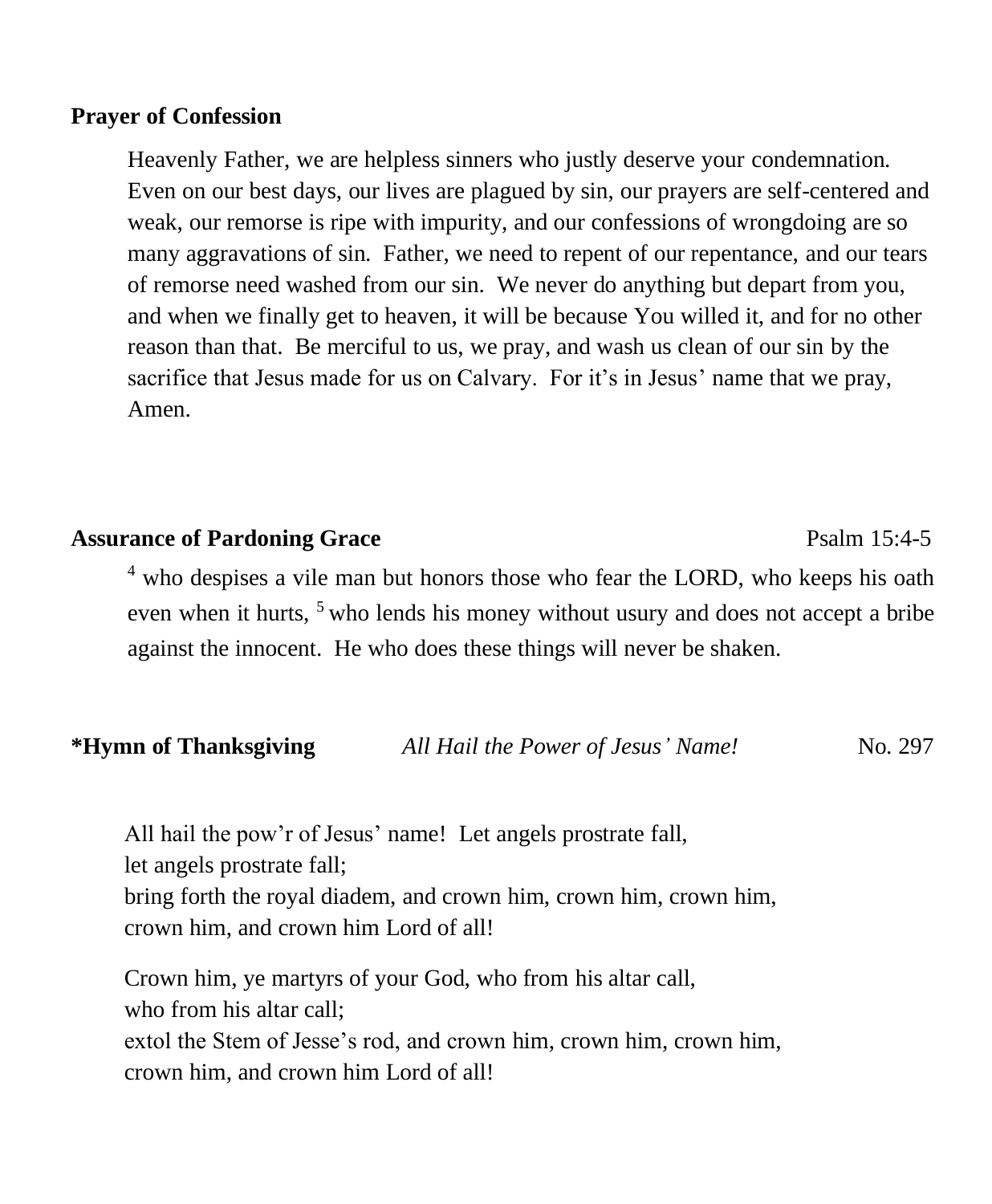**Prayer of Confession**

Heavenly Father, we are helpless sinners who justly deserve your condemnation. Even on our best days, our lives are plagued by sin, our prayers are self-centered and weak, our remorse is ripe with impurity, and our confessions of wrongdoing are so many aggravations of sin. Father, we need to repent of our repentance, and our tears of remorse need washed from our sin. We never do anything but depart from you, and when we finally get to heaven, it will be because You willed it, and for no other reason than that. Be merciful to us, we pray, and wash us clean of our sin by the sacrifice that Jesus made for us on Calvary. For it's in Jesus' name that we pray, Amen.

**Assurance of Pardoning Grace** Psalm 15:4-5

[4] who despises a vile man but honors those who fear the LORD, who keeps his oath even when it hurts, [5] who lends his money without usury and does not accept a bribe against the innocent. He who does these things will never be shaken.

***Hymn of Thanksgiving** *All Hail the Power of Jesus' Name!* No. 297

All hail the pow'r of Jesus' name! Let angels prostrate fall,
let angels prostrate fall;
bring forth the royal diadem, and crown him, crown him, crown him,
crown him, and crown him Lord of all!

Crown him, ye martyrs of your God, who from his altar call,
who from his altar call;
extol the Stem of Jesse's rod, and crown him, crown him, crown him,
crown him, and crown him Lord of all!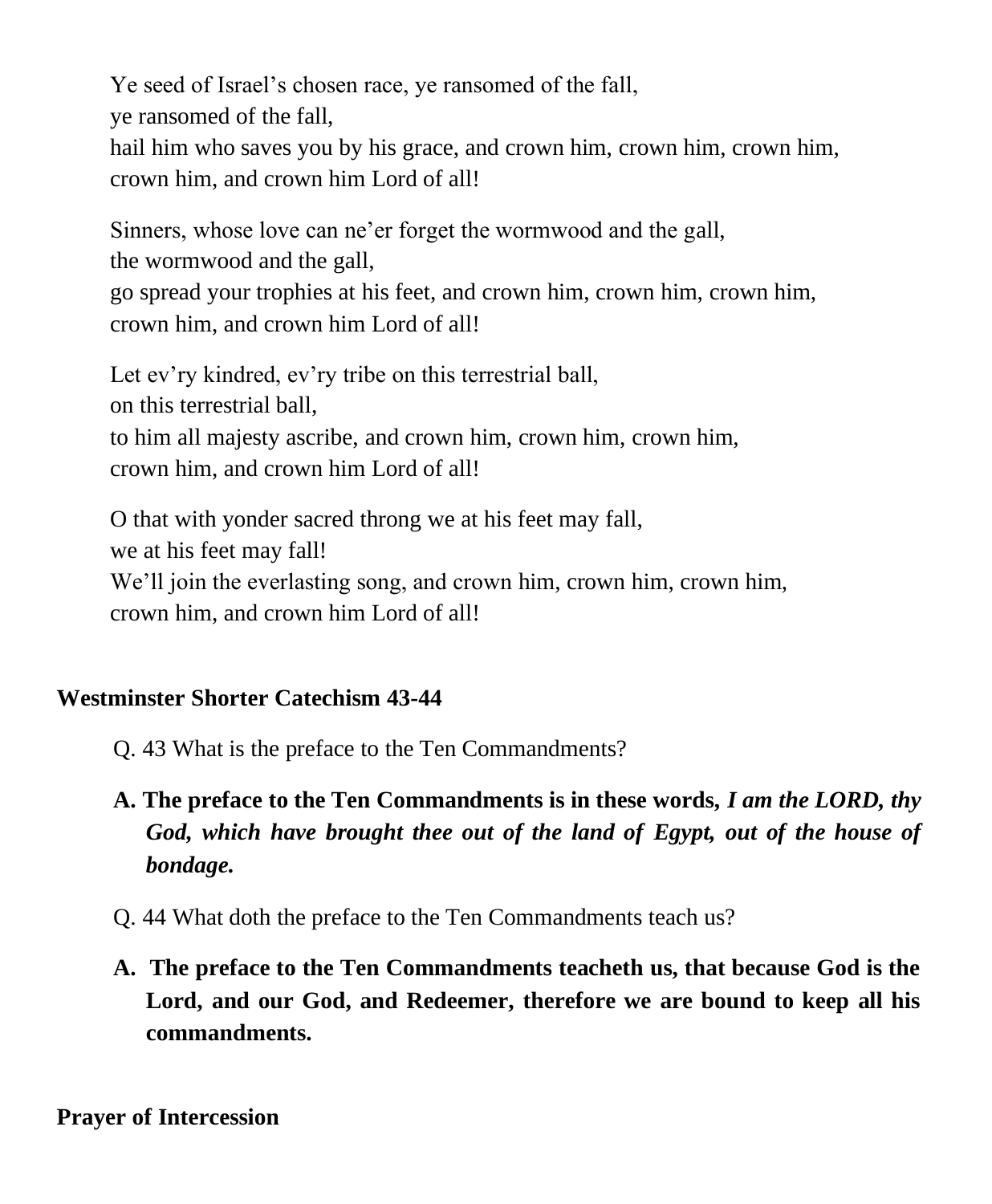Ye seed of Israel's chosen race, ye ransomed of the fall,
ye ransomed of the fall,
hail him who saves you by his grace, and crown him, crown him, crown him,
crown him, and crown him Lord of all!

Sinners, whose love can ne'er forget the wormwood and the gall,
the wormwood and the gall,
go spread your trophies at his feet, and crown him, crown him, crown him,
crown him, and crown him Lord of all!

Let ev'ry kindred, ev'ry tribe on this terrestrial ball,
on this terrestrial ball,
to him all majesty ascribe, and crown him, crown him, crown him,
crown him, and crown him Lord of all!

O that with yonder sacred throng we at his feet may fall,
we at his feet may fall!
We'll join the everlasting song, and crown him, crown him, crown him,
crown him, and crown him Lord of all!

**Westminster Shorter Catechism 43-44**

Q. 43 What is the preface to the Ten Commandments?

**A. The preface to the Ten Commandments is in these words, *I am the LORD, thy God, which have brought thee out of the land of Egypt, out of the house of bondage.***

Q. 44 What doth the preface to the Ten Commandments teach us?

**A. The preface to the Ten Commandments teacheth us, that because God is the Lord, and our God, and Redeemer, therefore we are bound to keep all his commandments.**

**Prayer of Intercession**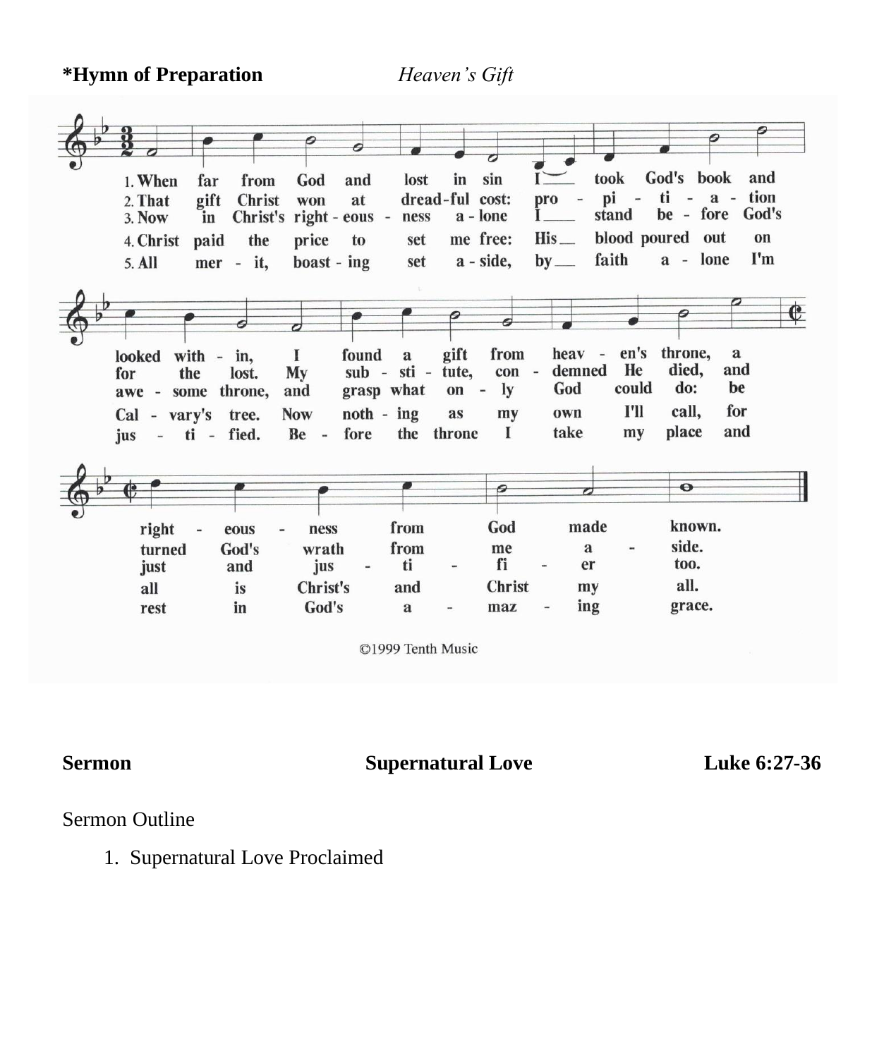**\*Hymn of Preparation** *Heaven's Gift*

1. When far from God and lost in sin I took God's book and looked within, I found a gift from heaven's throne, a righteousness from God made known.
2. That gift Christ won at dreadful cost: propitiation for the lost. My substitute, condemned He died, and turned God's wrath from me aside.
3. Now in Christ's righteousness alone I stand before God's awesome throne, and grasp what only God could do: be just and justifier too.
4. Christ paid the price to set me free: His blood poured out on Calvary's tree. Now nothing as my own I'll call, for all is Christ's and Christ my all.
5. All merit, boasting set aside, by faith alone I'm justified. Before the throne I take my place and rest in God's amazing grace.

©1999 Tenth Music

**Sermon** **Supernatural Love** **Luke 6:27-36**

Sermon Outline

1. Supernatural Love Proclaimed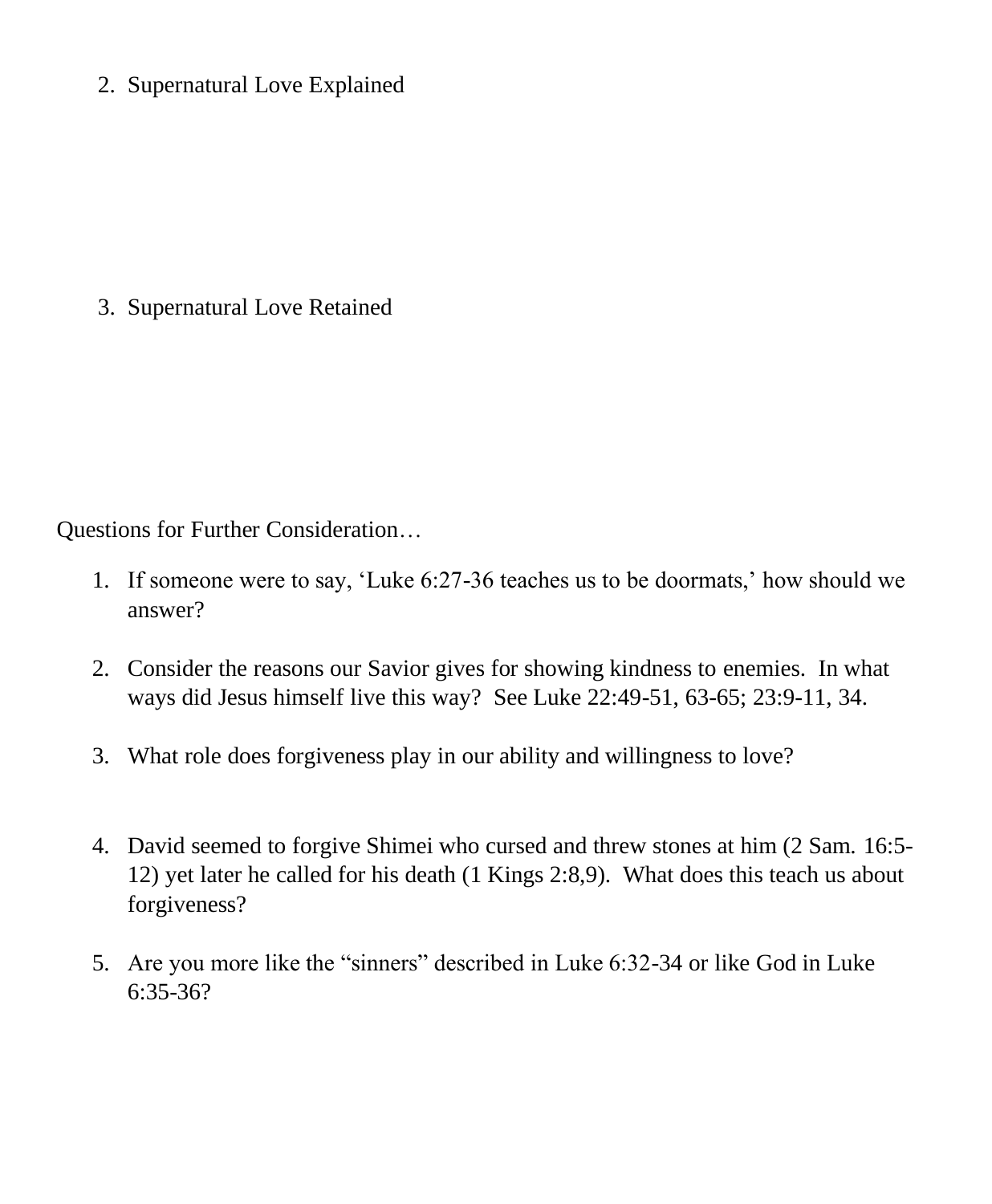2. Supernatural Love Explained

3. Supernatural Love Retained

Questions for Further Consideration…

1. If someone were to say, 'Luke 6:27-36 teaches us to be doormats,' how should we answer?

2. Consider the reasons our Savior gives for showing kindness to enemies. In what ways did Jesus himself live this way? See Luke 22:49-51, 63-65; 23:9-11, 34.

3. What role does forgiveness play in our ability and willingness to love?

4. David seemed to forgive Shimei who cursed and threw stones at him (2 Sam. 16:5-12) yet later he called for his death (1 Kings 2:8,9). What does this teach us about forgiveness?

5. Are you more like the "sinners" described in Luke 6:32-34 or like God in Luke 6:35-36?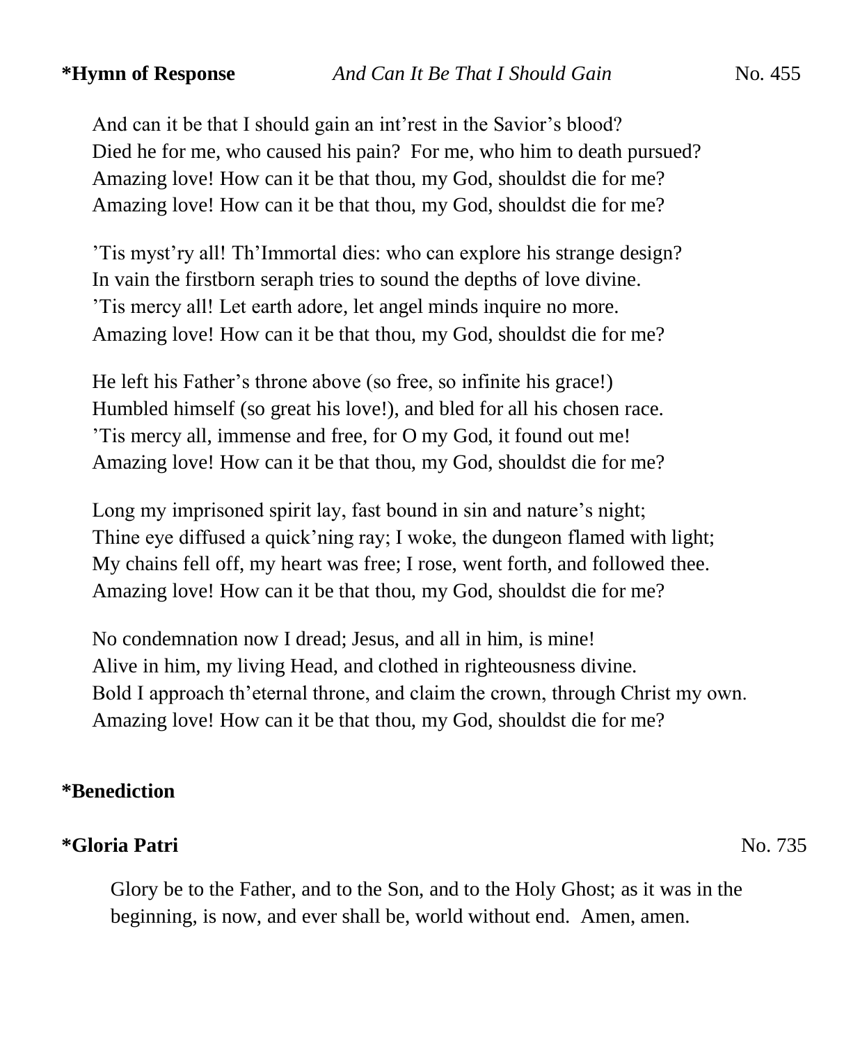**\*Hymn of Response** *And Can It Be That I Should Gain* No. 455

And can it be that I should gain an int'rest in the Savior's blood?
Died he for me, who caused his pain? For me, who him to death pursued?
Amazing love! How can it be that thou, my God, shouldst die for me?
Amazing love! How can it be that thou, my God, shouldst die for me?

'Tis myst'ry all! Th'Immortal dies: who can explore his strange design?
In vain the firstborn seraph tries to sound the depths of love divine.
'Tis mercy all! Let earth adore, let angel minds inquire no more.
Amazing love! How can it be that thou, my God, shouldst die for me?

He left his Father's throne above (so free, so infinite his grace!)
Humbled himself (so great his love!), and bled for all his chosen race.
'Tis mercy all, immense and free, for O my God, it found out me!
Amazing love! How can it be that thou, my God, shouldst die for me?

Long my imprisoned spirit lay, fast bound in sin and nature's night;
Thine eye diffused a quick'ning ray; I woke, the dungeon flamed with light;
My chains fell off, my heart was free; I rose, went forth, and followed thee.
Amazing love! How can it be that thou, my God, shouldst die for me?

No condemnation now I dread; Jesus, and all in him, is mine!
Alive in him, my living Head, and clothed in righteousness divine.
Bold I approach th'eternal throne, and claim the crown, through Christ my own.
Amazing love! How can it be that thou, my God, shouldst die for me?

**\*Benediction**

**\*Gloria Patri** No. 735

Glory be to the Father, and to the Son, and to the Holy Ghost; as it was in the beginning, is now, and ever shall be, world without end. Amen, amen.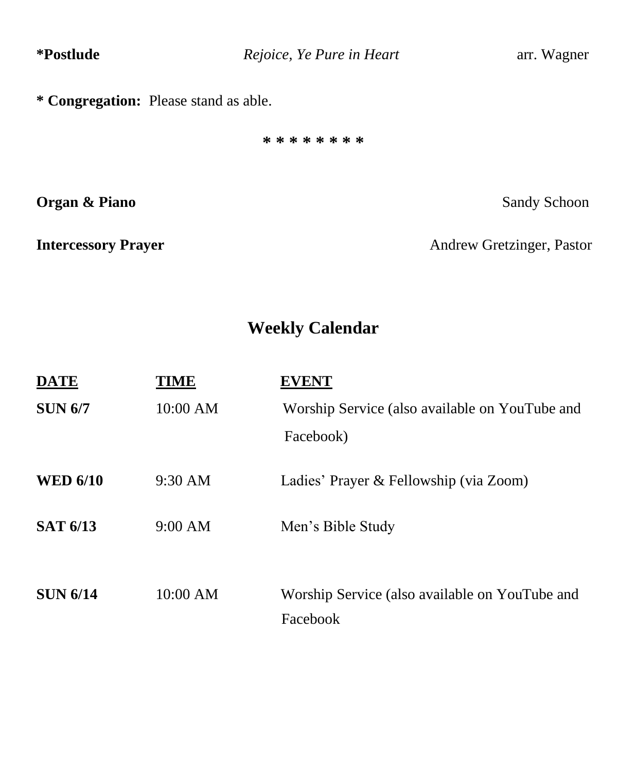**\*Postlude** *Rejoice, Ye Pure in Heart* arr. Wagner

**\* Congregation:** Please stand as able.

\* \* \* \* \* \* \* \* \*

**Organ & Piano** Sandy Schoon

**Intercessory Prayer** Andrew Gretzinger, Pastor

## Weekly Calendar

| DATE | TIME | EVENT |
|---|---|---|
| **SUN 6/7** | 10:00 AM | Worship Service (also available on YouTube and Facebook) |
| **WED 6/10** | 9:30 AM | Ladies' Prayer & Fellowship (via Zoom) |
| **SAT 6/13** | 9:00 AM | Men's Bible Study |
| **SUN 6/14** | 10:00 AM | Worship Service (also available on YouTube and Facebook |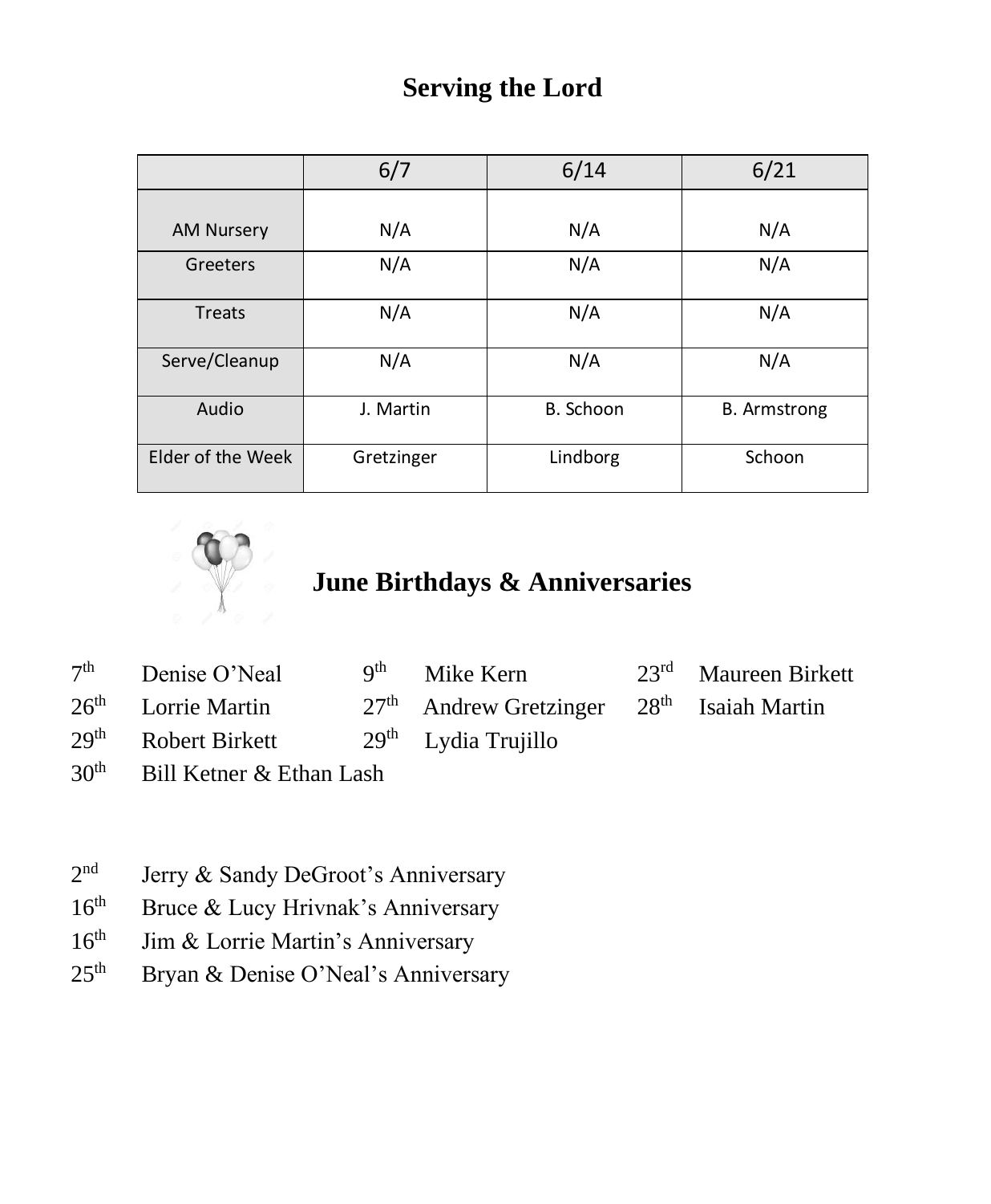# Serving the Lord

| | 6/7 | 6/14 | 6/21 |
|---|---|---|---|
| AM Nursery | N/A | N/A | N/A |
| Greeters | N/A | N/A | N/A |
| Treats | N/A | N/A | N/A |
| Serve/Cleanup | N/A | N/A | N/A |
| Audio | J. Martin | B. Schoon | B. Armstrong |
| Elder of the Week | Gretzinger | Lindborg | Schoon |

## June Birthdays & Anniversaries

7th Denise O'Neal
9th Mike Kern
23rd Maureen Birkett
26th Lorrie Martin
27th Andrew Gretzinger
28th Isaiah Martin
29th Robert Birkett
29th Lydia Trujillo
30th Bill Ketner & Ethan Lash

2nd Jerry & Sandy DeGroot's Anniversary
16th Bruce & Lucy Hrivnak's Anniversary
16th Jim & Lorrie Martin's Anniversary
25th Bryan & Denise O'Neal's Anniversary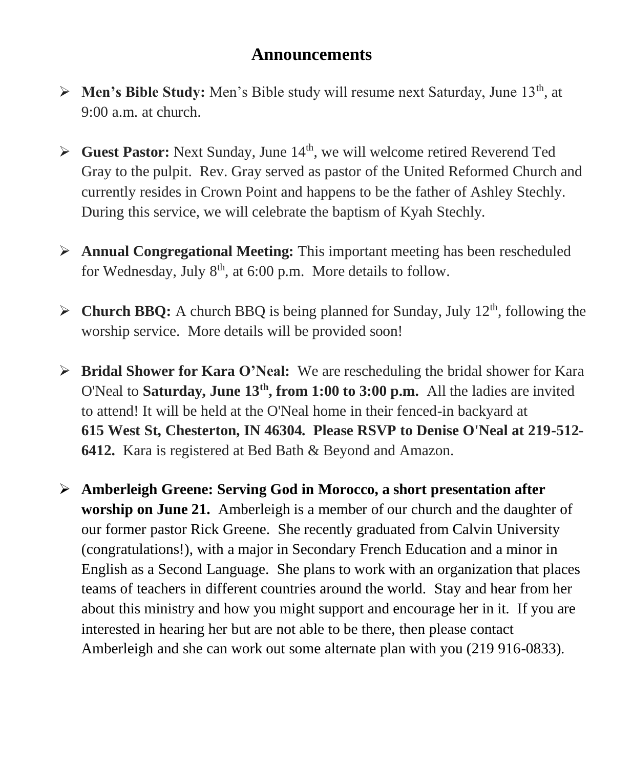# Announcements

- **Men's Bible Study:** Men's Bible study will resume next Saturday, June 13th, at 9:00 a.m. at church.

- **Guest Pastor:** Next Sunday, June 14th, we will welcome retired Reverend Ted Gray to the pulpit. Rev. Gray served as pastor of the United Reformed Church and currently resides in Crown Point and happens to be the father of Ashley Stechly. During this service, we will celebrate the baptism of Kyah Stechly.

- **Annual Congregational Meeting:** This important meeting has been rescheduled for Wednesday, July 8th, at 6:00 p.m. More details to follow.

- **Church BBQ:** A church BBQ is being planned for Sunday, July 12th, following the worship service. More details will be provided soon!

- **Bridal Shower for Kara O'Neal:** We are rescheduling the bridal shower for Kara O'Neal to **Saturday, June 13th, from 1:00 to 3:00 p.m.** All the ladies are invited to attend! It will be held at the O'Neal home in their fenced-in backyard at **615 West St, Chesterton, IN 46304. Please RSVP to Denise O'Neal at 219-512-6412.** Kara is registered at Bed Bath & Beyond and Amazon.

- **Amberleigh Greene: Serving God in Morocco, a short presentation after worship on June 21.** Amberleigh is a member of our church and the daughter of our former pastor Rick Greene. She recently graduated from Calvin University (congratulations!), with a major in Secondary French Education and a minor in English as a Second Language. She plans to work with an organization that places teams of teachers in different countries around the world. Stay and hear from her about this ministry and how you might support and encourage her in it. If you are interested in hearing her but are not able to be there, then please contact Amberleigh and she can work out some alternate plan with you (219 916-0833).